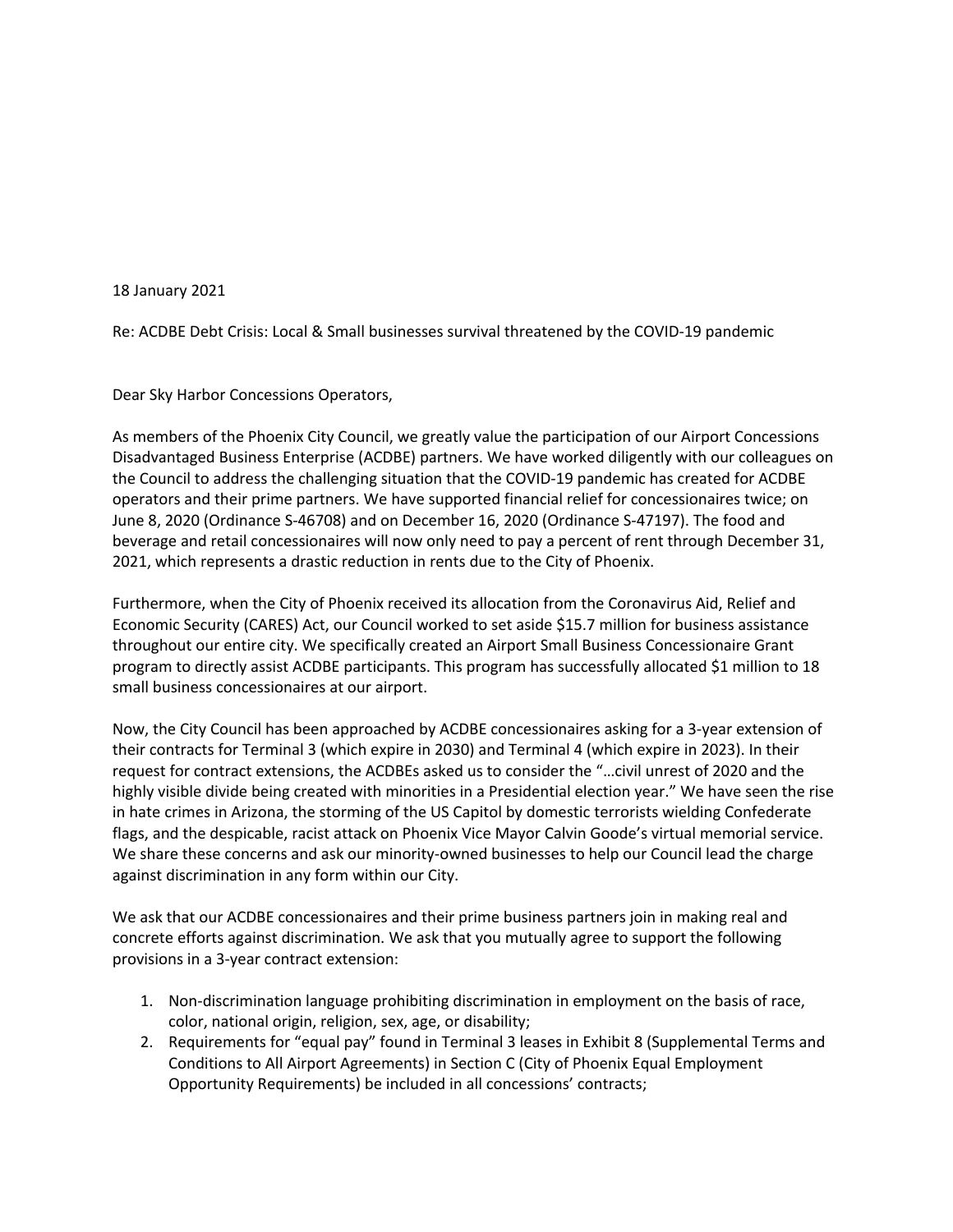18 January 2021

Re: ACDBE Debt Crisis: Local & Small businesses survival threatened by the COVID-19 pandemic

Dear Sky Harbor Concessions Operators,

As members of the Phoenix City Council, we greatly value the participation of our Airport Concessions Disadvantaged Business Enterprise (ACDBE) partners. We have worked diligently with our colleagues on the Council to address the challenging situation that the COVID-19 pandemic has created for ACDBE operators and their prime partners. We have supported financial relief for concessionaires twice; on June 8, 2020 (Ordinance S-46708) and on December 16, 2020 (Ordinance S-47197). The food and beverage and retail concessionaires will now only need to pay a percent of rent through December 31, 2021, which represents a drastic reduction in rents due to the City of Phoenix.

Furthermore, when the City of Phoenix received its allocation from the Coronavirus Aid, Relief and Economic Security (CARES) Act, our Council worked to set aside $15.7 million for business assistance throughout our entire city. We specifically created an Airport Small Business Concessionaire Grant program to directly assist ACDBE participants. This program has successfully allocated $1 million to 18 small business concessionaires at our airport.

Now, the City Council has been approached by ACDBE concessionaires asking for a 3-year extension of their contracts for Terminal 3 (which expire in 2030) and Terminal 4 (which expire in 2023). In their request for contract extensions, the ACDBEs asked us to consider the "…civil unrest of 2020 and the highly visible divide being created with minorities in a Presidential election year." We have seen the rise in hate crimes in Arizona, the storming of the US Capitol by domestic terrorists wielding Confederate flags, and the despicable, racist attack on Phoenix Vice Mayor Calvin Goode's virtual memorial service. We share these concerns and ask our minority-owned businesses to help our Council lead the charge against discrimination in any form within our City.

We ask that our ACDBE concessionaires and their prime business partners join in making real and concrete efforts against discrimination. We ask that you mutually agree to support the following provisions in a 3-year contract extension:

1. Non-discrimination language prohibiting discrimination in employment on the basis of race, color, national origin, religion, sex, age, or disability;
2. Requirements for "equal pay" found in Terminal 3 leases in Exhibit 8 (Supplemental Terms and Conditions to All Airport Agreements) in Section C (City of Phoenix Equal Employment Opportunity Requirements) be included in all concessions' contracts;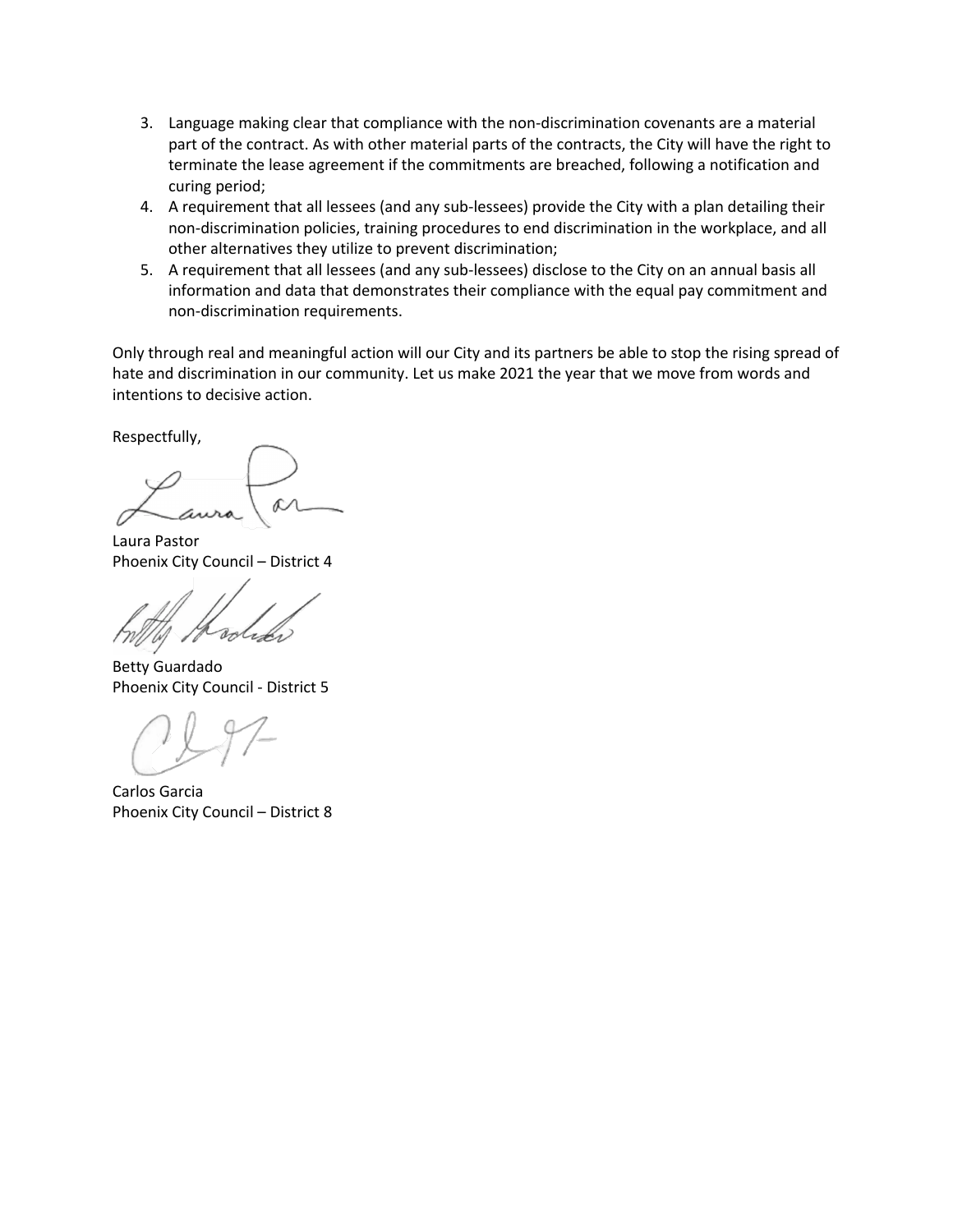3. Language making clear that compliance with the non-discrimination covenants are a material part of the contract. As with other material parts of the contracts, the City will have the right to terminate the lease agreement if the commitments are breached, following a notification and curing period;
4. A requirement that all lessees (and any sub-lessees) provide the City with a plan detailing their non-discrimination policies, training procedures to end discrimination in the workplace, and all other alternatives they utilize to prevent discrimination;
5. A requirement that all lessees (and any sub-lessees) disclose to the City on an annual basis all information and data that demonstrates their compliance with the equal pay commitment and non-discrimination requirements.

Only through real and meaningful action will our City and its partners be able to stop the rising spread of hate and discrimination in our community. Let us make 2021 the year that we move from words and intentions to decisive action.

Respectfully,

Laura Pastor
Phoenix City Council – District 4

Betty Guardado
Phoenix City Council - District 5

Carlos Garcia
Phoenix City Council – District 8